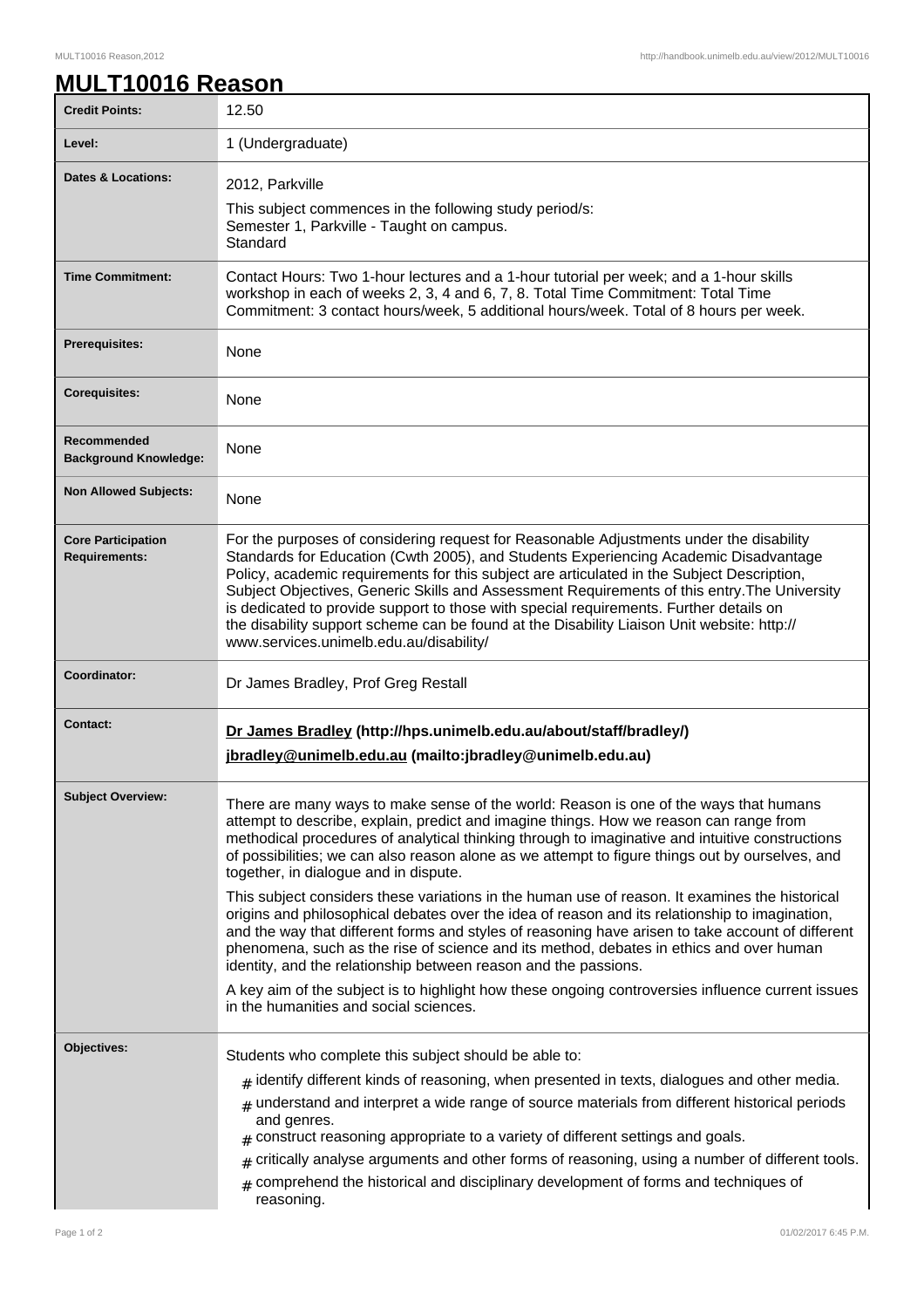# MULT10016 Reason

| | |
|---|---|
| **Credit Points:** | 12.50 |
| **Level:** | 1 (Undergraduate) |
| **Dates & Locations:** | 2012, Parkville<br>This subject commences in the following study period/s:<br>Semester 1, Parkville - Taught on campus.<br>Standard |
| **Time Commitment:** | Contact Hours: Two 1-hour lectures and a 1-hour tutorial per week; and a 1-hour skills workshop in each of weeks 2, 3, 4 and 6, 7, 8. Total Time Commitment: Total Time Commitment: 3 contact hours/week, 5 additional hours/week. Total of 8 hours per week. |
| **Prerequisites:** | None |
| **Corequisites:** | None |
| **Recommended Background Knowledge:** | None |
| **Non Allowed Subjects:** | None |
| **Core Participation Requirements:** | For the purposes of considering request for Reasonable Adjustments under the disability Standards for Education (Cwth 2005), and Students Experiencing Academic Disadvantage Policy, academic requirements for this subject are articulated in the Subject Description, Subject Objectives, Generic Skills and Assessment Requirements of this entry.The University is dedicated to provide support to those with special requirements. Further details on the disability support scheme can be found at the Disability Liaison Unit website: http://www.services.unimelb.edu.au/disability/ |
| **Coordinator:** | Dr James Bradley, Prof Greg Restall |
| **Contact:** | **Dr James Bradley (http://hps.unimelb.edu.au/about/staff/bradley/)**<br>**jbradley@unimelb.edu.au (mailto:jbradley@unimelb.edu.au)** |
| **Subject Overview:** | There are many ways to make sense of the world: Reason is one of the ways that humans attempt to describe, explain, predict and imagine things. How we reason can range from methodical procedures of analytical thinking through to imaginative and intuitive constructions of possibilities; we can also reason alone as we attempt to figure things out by ourselves, and together, in dialogue and in dispute.<br><br>This subject considers these variations in the human use of reason. It examines the historical origins and philosophical debates over the idea of reason and its relationship to imagination, and the way that different forms and styles of reasoning have arisen to take account of different phenomena, such as the rise of science and its method, debates in ethics and over human identity, and the relationship between reason and the passions.<br><br>A key aim of the subject is to highlight how these ongoing controversies influence current issues in the humanities and social sciences. |
| **Objectives:** | Students who complete this subject should be able to:<br># identify different kinds of reasoning, when presented in texts, dialogues and other media.<br># understand and interpret a wide range of source materials from different historical periods and genres.<br># construct reasoning appropriate to a variety of different settings and goals.<br># critically analyse arguments and other forms of reasoning, using a number of different tools.<br># comprehend the historical and disciplinary development of forms and techniques of reasoning. |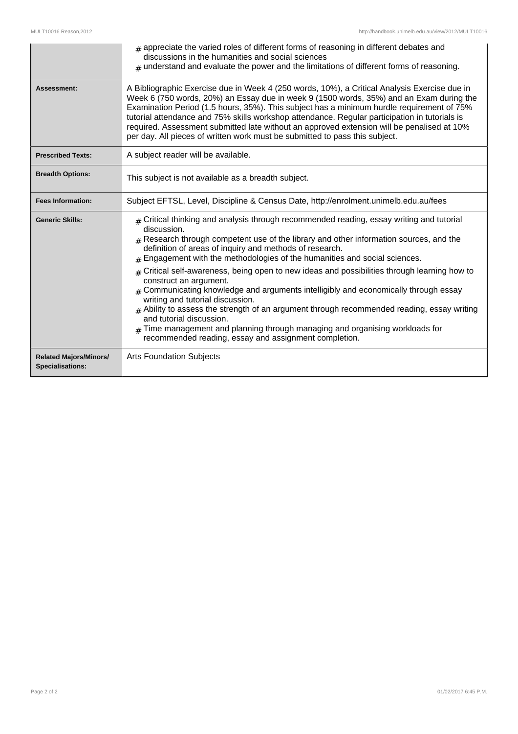| | |
|---|---|
| | # appreciate the varied roles of different forms of reasoning in different debates and discussions in the humanities and social sciences<br># understand and evaluate the power and the limitations of different forms of reasoning. |
| **Assessment:** | A Bibliographic Exercise due in Week 4 (250 words, 10%), a Critical Analysis Exercise due in Week 6 (750 words, 20%) an Essay due in week 9 (1500 words, 35%) and an Exam during the Examination Period (1.5 hours, 35%). This subject has a minimum hurdle requirement of 75% tutorial attendance and 75% skills workshop attendance. Regular participation in tutorials is required. Assessment submitted late without an approved extension will be penalised at 10% per day. All pieces of written work must be submitted to pass this subject. |
| **Prescribed Texts:** | A subject reader will be available. |
| **Breadth Options:** | This subject is not available as a breadth subject. |
| **Fees Information:** | Subject EFTSL, Level, Discipline & Census Date, http://enrolment.unimelb.edu.au/fees |
| **Generic Skills:** | # Critical thinking and analysis through recommended reading, essay writing and tutorial discussion.<br># Research through competent use of the library and other information sources, and the definition of areas of inquiry and methods of research.<br># Engagement with the methodologies of the humanities and social sciences.<br># Critical self-awareness, being open to new ideas and possibilities through learning how to construct an argument.<br># Communicating knowledge and arguments intelligibly and economically through essay writing and tutorial discussion.<br># Ability to assess the strength of an argument through recommended reading, essay writing and tutorial discussion.<br># Time management and planning through managing and organising workloads for recommended reading, essay and assignment completion. |
| **Related Majors/Minors/ Specialisations:** | Arts Foundation Subjects |